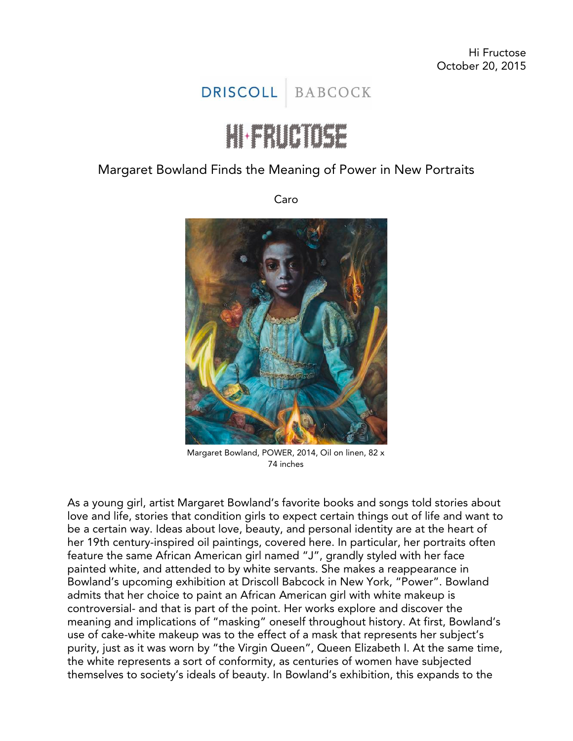Hi Fructose
October 20, 2015

DRISCOLL | BABCOCK

HI-FRUCTOSE

# Margaret Bowland Finds the Meaning of Power in New Portraits

Caro

Margaret Bowland, POWER, 2014, Oil on linen, 82 x 74 inches

As a young girl, artist Margaret Bowland's favorite books and songs told stories about love and life, stories that condition girls to expect certain things out of life and want to be a certain way. Ideas about love, beauty, and personal identity are at the heart of her 19th century-inspired oil paintings, covered here. In particular, her portraits often feature the same African American girl named "J", grandly styled with her face painted white, and attended to by white servants. She makes a reappearance in Bowland's upcoming exhibition at Driscoll Babcock in New York, "Power". Bowland admits that her choice to paint an African American girl with white makeup is controversial- and that is part of the point. Her works explore and discover the meaning and implications of "masking" oneself throughout history. At first, Bowland's use of cake-white makeup was to the effect of a mask that represents her subject's purity, just as it was worn by "the Virgin Queen", Queen Elizabeth I. At the same time, the white represents a sort of conformity, as centuries of women have subjected themselves to society's ideals of beauty. In Bowland's exhibition, this expands to the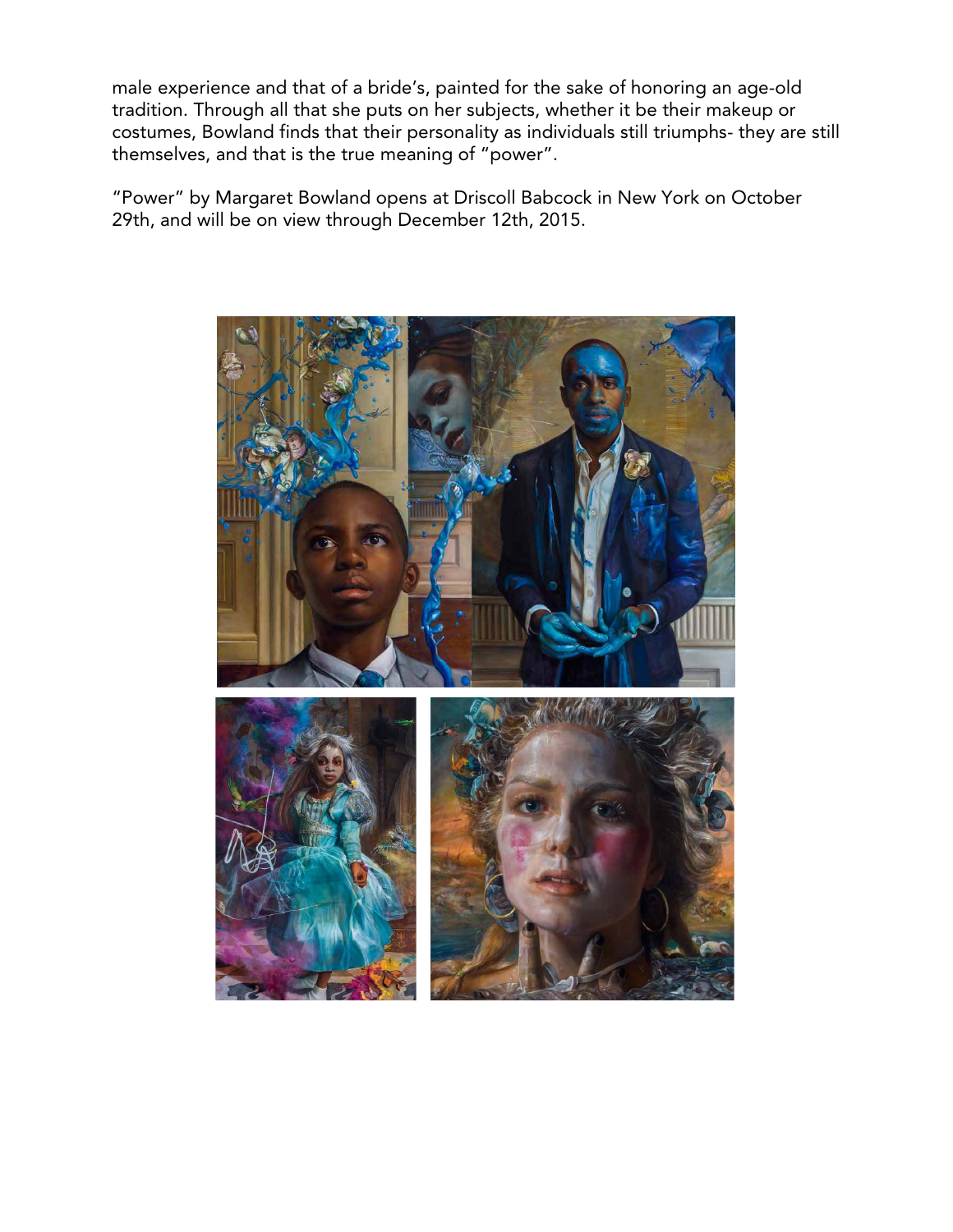male experience and that of a bride's, painted for the sake of honoring an age-old tradition. Through all that she puts on her subjects, whether it be their makeup or costumes, Bowland finds that their personality as individuals still triumphs- they are still themselves, and that is the true meaning of "power".

"Power" by Margaret Bowland opens at Driscoll Babcock in New York on October 29th, and will be on view through December 12th, 2015.